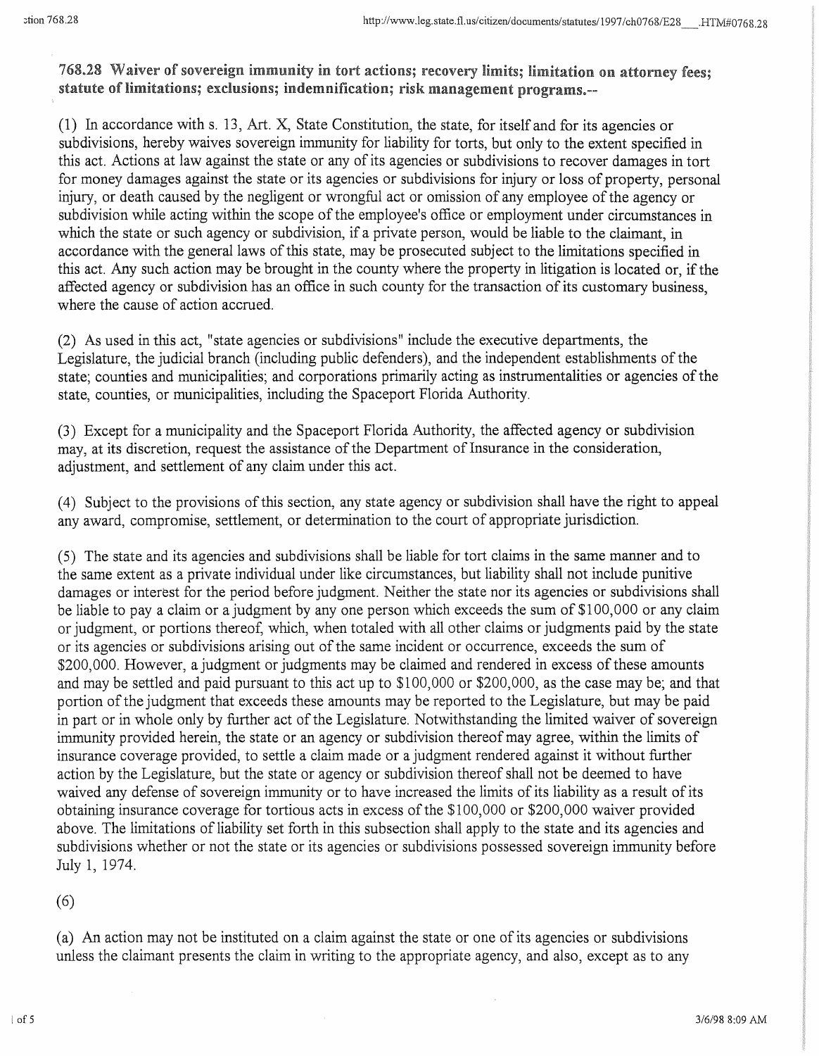### 768.28 Waiver of sovereign immunity in tort actions; recovery limits; limitation on attorney fees; statute of limitations; exclusions; indemnification; risk management programs.--

(1) In accordance with s. 13, Art. X, State Constitution, the state, for itself and for its agencies or subdivisions, hereby waives sovereign immunity for liability for torts, but only to the extent specified in this act. Actions at law against the state or any of its agencies or subdivisions to recover damages in tort for money damages against the state or its agencies or subdivisions for injury or loss of property, personal injury, or death caused by the negligent or wrongful act or omission of any employee of the agency or subdivision while acting within the scope of the employee's office or employment under circumstances in which the state or such agency or subdivision, if a private person, would be liable to the claimant, in accordance with the general laws of this state, may be prosecuted subject to the limitations specified in this act. Any such action may be brought in the county where the property in litigation is located or, if the affected agency or subdivision has an office in such county for the transaction of its customary business, where the cause of action accrued.

(2) As used in this act, "state agencies or subdivisions" include the executive departments, the Legislature, the judicial branch (including public defenders), and the independent establishments of the state; counties and municipalities; and corporations primarily acting as instrumentalities or agencies of the state, counties, or municipalities, including the Spaceport Florida Authority.

(3) Except for a municipality and the Spaceport Florida Authority, the affected agency or subdivision may, at its discretion, request the assistance of the Department of Insurance in the consideration, adjustment, and settlement of any claim under this act.

(4) Subject to the provisions of this section, any state agency or subdivision shall have the right to appeal any award, compromise, settlement, or determination to the court of appropriate jurisdiction.

(5) The state and its agencies and subdivisions shall be liable for tort claims in the same manner and to the same extent as a private individual under like circumstances, but liability shall not include punitive damages or interest for the period before judgment. Neither the state nor its agencies or subdivisions shall be liable to pay a claim or a judgment by any one person which exceeds the sum of $100,000 or any claim or judgment, or portions thereof, which, when totaled with all other claims or judgments paid by the state or its agencies or subdivisions arising out of the same incident or occurrence, exceeds the sum of $200,000. However, a judgment or judgments may be claimed and rendered in excess of these amounts and may be settled and paid pursuant to this act up to $100,000 or $200,000, as the case may be; and that portion of the judgment that exceeds these amounts may be reported to the Legislature, but may be paid in part or in whole only by further act of the Legislature. Notwithstanding the limited waiver of sovereign immunity provided herein, the state or an agency or subdivision thereof may agree, within the limits of insurance coverage provided, to settle a claim made or a judgment rendered against it without further action by the Legislature, but the state or agency or subdivision thereof shall not be deemed to have waived any defense of sovereign immunity or to have increased the limits of its liability as a result of its obtaining insurance coverage for tortious acts in excess of the $100,000 or $200,000 waiver provided above. The limitations of liability set forth in this subsection shall apply to the state and its agencies and subdivisions whether or not the state or its agencies or subdivisions possessed sovereign immunity before July 1, 1974.

(6)

(a) An action may not be instituted on a claim against the state or one of its agencies or subdivisions unless the claimant presents the claim in writing to the appropriate agency, and also, except as to any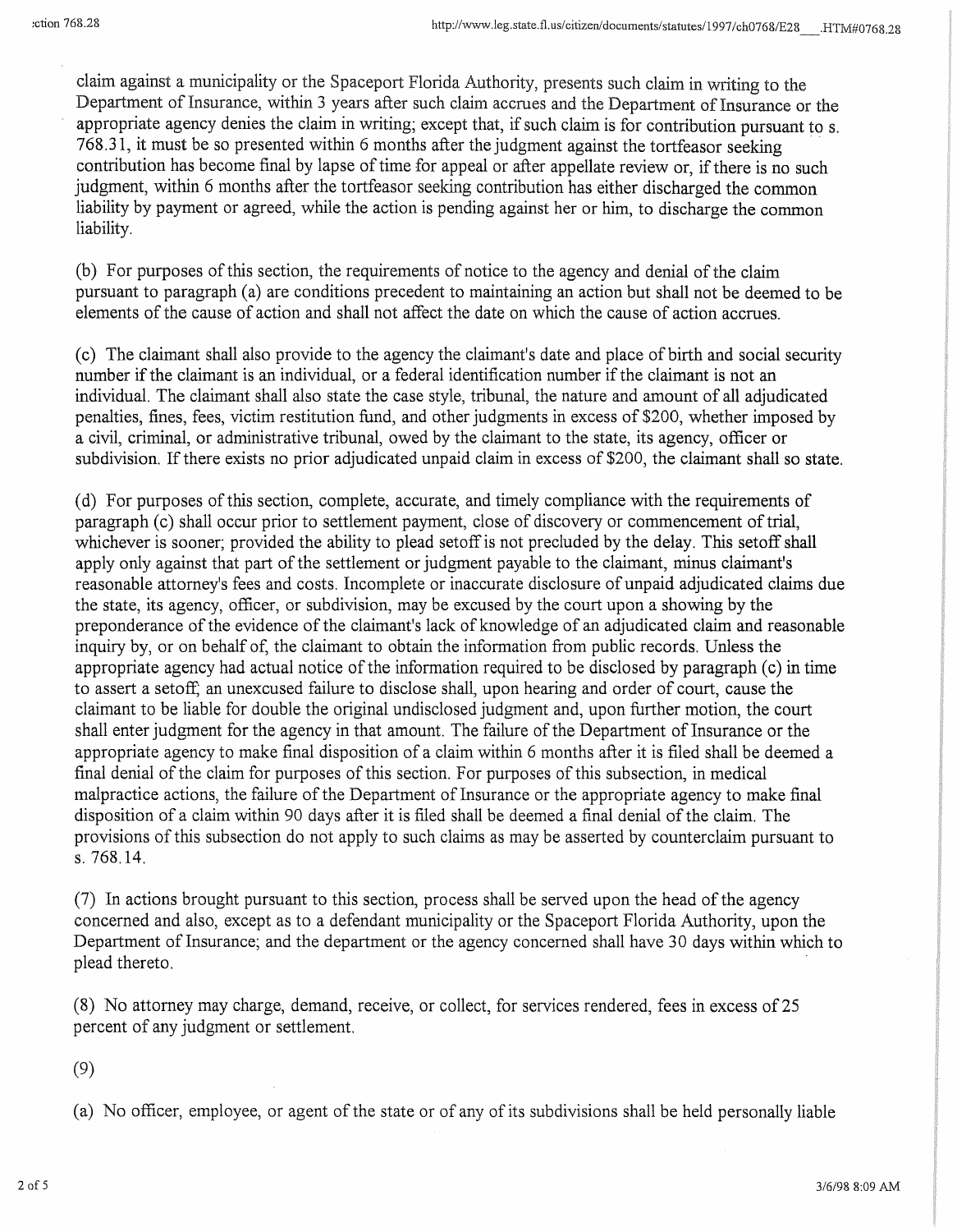claim against a municipality or the Spaceport Florida Authority, presents such claim in writing to the Department of Insurance, within 3 years after such claim accrues and the Department of Insurance or the appropriate agency denies the claim in writing; except that, if such claim is for contribution pursuant to s. 768.31, it must be so presented within 6 months after the judgment against the tortfeasor seeking contribution has become final by lapse of time for appeal or after appellate review or, if there is no such judgment, within 6 months after the tortfeasor seeking contribution has either discharged the common liability by payment or agreed, while the action is pending against her or him, to discharge the common liability.

(b) For purposes of this section, the requirements of notice to the agency and denial of the claim pursuant to paragraph (a) are conditions precedent to maintaining an action but shall not be deemed to be elements of the cause of action and shall not affect the date on which the cause of action accrues.

(c) The claimant shall also provide to the agency the claimant's date and place of birth and social security number if the claimant is an individual, or a federal identification number if the claimant is not an individual. The claimant shall also state the case style, tribunal, the nature and amount of all adjudicated penalties, fines, fees, victim restitution fund, and other judgments in excess of $200, whether imposed by a civil, criminal, or administrative tribunal, owed by the claimant to the state, its agency, officer or subdivision. If there exists no prior adjudicated unpaid claim in excess of $200, the claimant shall so state.

(d) For purposes of this section, complete, accurate, and timely compliance with the requirements of paragraph (c) shall occur prior to settlement payment, close of discovery or commencement of trial, whichever is sooner; provided the ability to plead setoff is not precluded by the delay. This setoff shall apply only against that part of the settlement or judgment payable to the claimant, minus claimant's reasonable attorney's fees and costs. Incomplete or inaccurate disclosure of unpaid adjudicated claims due the state, its agency, officer, or subdivision, may be excused by the court upon a showing by the preponderance of the evidence of the claimant's lack of knowledge of an adjudicated claim and reasonable inquiry by, or on behalf of, the claimant to obtain the information from public records. Unless the appropriate agency had actual notice of the information required to be disclosed by paragraph (c) in time to assert a setoff, an unexcused failure to disclose shall, upon hearing and order of court, cause the claimant to be liable for double the original undisclosed judgment and, upon further motion, the court shall enter judgment for the agency in that amount. The failure of the Department of Insurance or the appropriate agency to make final disposition of a claim within 6 months after it is filed shall be deemed a final denial of the claim for purposes of this section. For purposes of this subsection, in medical malpractice actions, the failure of the Department of Insurance or the appropriate agency to make final disposition of a claim within 90 days after it is filed shall be deemed a final denial of the claim. The provisions of this subsection do not apply to such claims as may be asserted by counterclaim pursuant to s. 768.14.

(7) In actions brought pursuant to this section, process shall be served upon the head of the agency concerned and also, except as to a defendant municipality or the Spaceport Florida Authority, upon the Department of Insurance; and the department or the agency concerned shall have 30 days within which to plead thereto.

(8) No attorney may charge, demand, receive, or collect, for services rendered, fees in excess of 25 percent of any judgment or settlement.

(9)

(a) No officer, employee, or agent of the state or of any of its subdivisions shall be held personally liable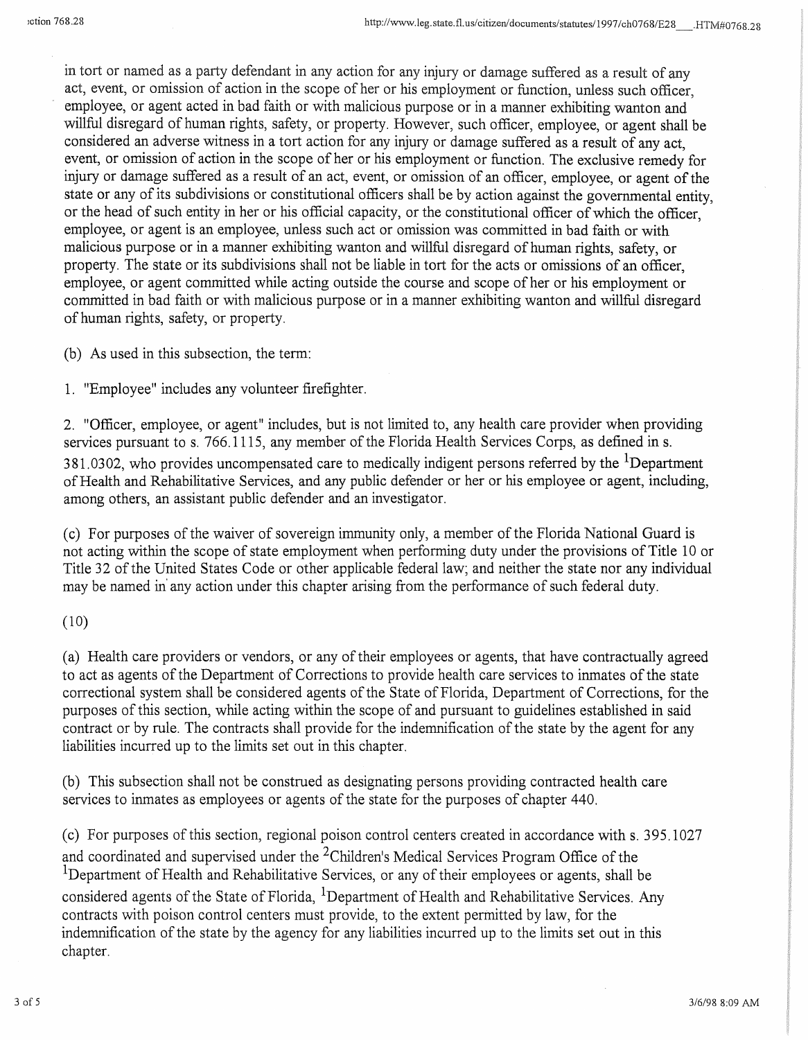in tort or named as a party defendant in any action for any injury or damage suffered as a result of any act, event, or omission of action in the scope of her or his employment or function, unless such officer, employee, or agent acted in bad faith or with malicious purpose or in a manner exhibiting wanton and willful disregard of human rights, safety, or property. However, such officer, employee, or agent shall be considered an adverse witness in a tort action for any injury or damage suffered as a result of any act, event, or omission of action in the scope of her or his employment or function. The exclusive remedy for injury or damage suffered as a result of an act, event, or omission of an officer, employee, or agent of the state or any of its subdivisions or constitutional officers shall be by action against the governmental entity, or the head of such entity in her or his official capacity, or the constitutional officer of which the officer, employee, or agent is an employee, unless such act or omission was committed in bad faith or with malicious purpose or in a manner exhibiting wanton and willful disregard of human rights, safety, or property. The state or its subdivisions shall not be liable in tort for the acts or omissions of an officer, employee, or agent committed while acting outside the course and scope of her or his employment or committed in bad faith or with malicious purpose or in a manner exhibiting wanton and willful disregard of human rights, safety, or property.

(b) As used in this subsection, the term:

1. "Employee" includes any volunteer firefighter.

2. "Officer, employee, or agent" includes, but is not limited to, any health care provider when providing services pursuant to s. 766.1115, any member of the Florida Health Services Corps, as defined in s. 381.0302, who provides uncompensated care to medically indigent persons referred by the [1]Department of Health and Rehabilitative Services, and any public defender or her or his employee or agent, including, among others, an assistant public defender and an investigator.

(c) For purposes of the waiver of sovereign immunity only, a member of the Florida National Guard is not acting within the scope of state employment when performing duty under the provisions of Title 10 or Title 32 of the United States Code or other applicable federal law; and neither the state nor any individual may be named in any action under this chapter arising from the performance of such federal duty.

(10)

(a) Health care providers or vendors, or any of their employees or agents, that have contractually agreed to act as agents of the Department of Corrections to provide health care services to inmates of the state correctional system shall be considered agents of the State of Florida, Department of Corrections, for the purposes of this section, while acting within the scope of and pursuant to guidelines established in said contract or by rule. The contracts shall provide for the indemnification of the state by the agent for any liabilities incurred up to the limits set out in this chapter.

(b) This subsection shall not be construed as designating persons providing contracted health care services to inmates as employees or agents of the state for the purposes of chapter 440.

(c) For purposes of this section, regional poison control centers created in accordance with s. 395.1027 and coordinated and supervised under the [2]Children's Medical Services Program Office of the [1]Department of Health and Rehabilitative Services, or any of their employees or agents, shall be considered agents of the State of Florida, [1]Department of Health and Rehabilitative Services. Any contracts with poison control centers must provide, to the extent permitted by law, for the indemnification of the state by the agency for any liabilities incurred up to the limits set out in this chapter.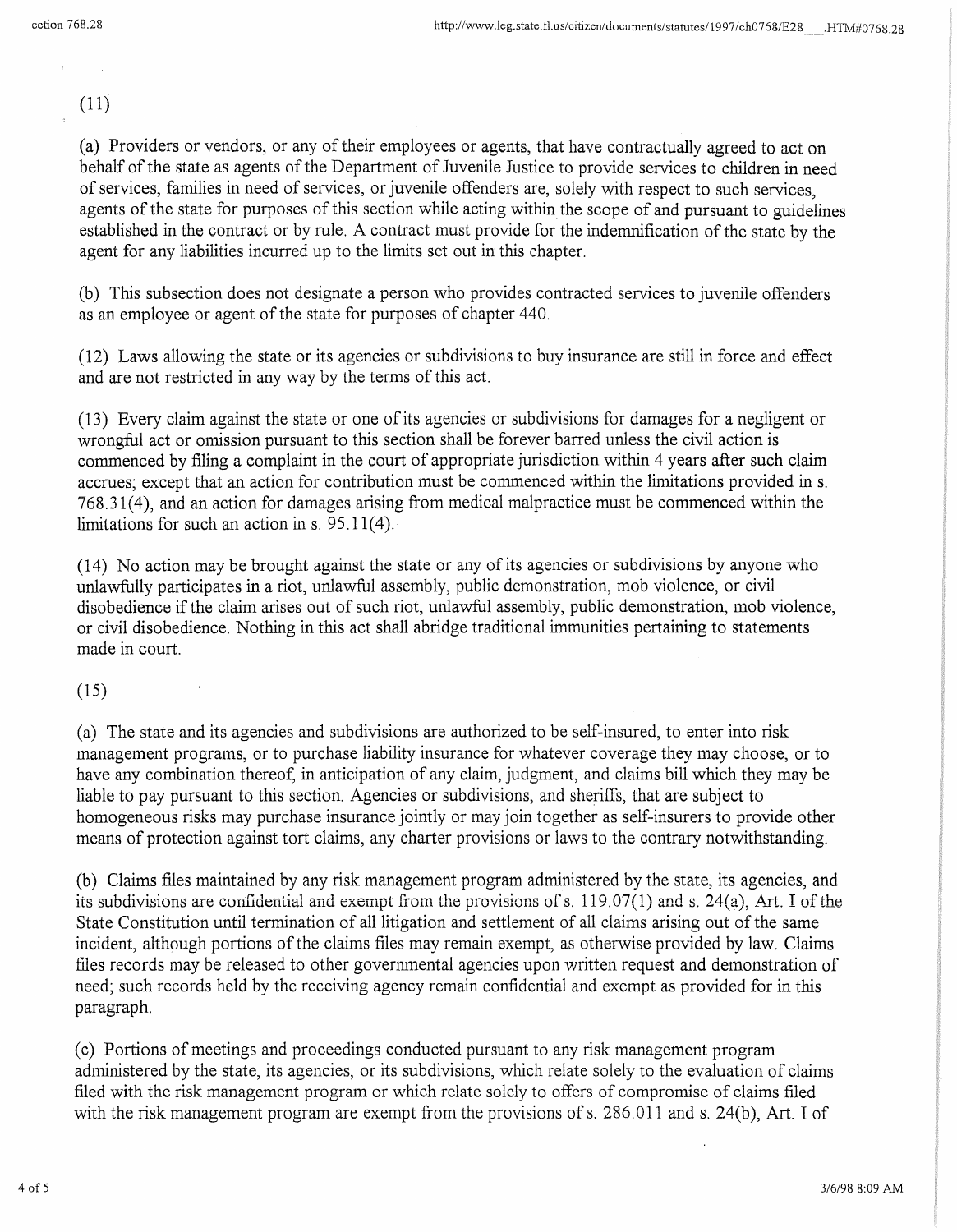(11)

(a) Providers or vendors, or any of their employees or agents, that have contractually agreed to act on behalf of the state as agents of the Department of Juvenile Justice to provide services to children in need of services, families in need of services, or juvenile offenders are, solely with respect to such services, agents of the state for purposes of this section while acting within the scope of and pursuant to guidelines established in the contract or by rule. A contract must provide for the indemnification of the state by the agent for any liabilities incurred up to the limits set out in this chapter.

(b) This subsection does not designate a person who provides contracted services to juvenile offenders as an employee or agent of the state for purposes of chapter 440.

(12) Laws allowing the state or its agencies or subdivisions to buy insurance are still in force and effect and are not restricted in any way by the terms of this act.

(13) Every claim against the state or one of its agencies or subdivisions for damages for a negligent or wrongful act or omission pursuant to this section shall be forever barred unless the civil action is commenced by filing a complaint in the court of appropriate jurisdiction within 4 years after such claim accrues; except that an action for contribution must be commenced within the limitations provided in s. 768.31(4), and an action for damages arising from medical malpractice must be commenced within the limitations for such an action in s. 95.11(4).

(14) No action may be brought against the state or any of its agencies or subdivisions by anyone who unlawfully participates in a riot, unlawful assembly, public demonstration, mob violence, or civil disobedience if the claim arises out of such riot, unlawful assembly, public demonstration, mob violence, or civil disobedience. Nothing in this act shall abridge traditional immunities pertaining to statements made in court.

(15)

(a) The state and its agencies and subdivisions are authorized to be self-insured, to enter into risk management programs, or to purchase liability insurance for whatever coverage they may choose, or to have any combination thereof, in anticipation of any claim, judgment, and claims bill which they may be liable to pay pursuant to this section. Agencies or subdivisions, and sheriffs, that are subject to homogeneous risks may purchase insurance jointly or may join together as self-insurers to provide other means of protection against tort claims, any charter provisions or laws to the contrary notwithstanding.

(b) Claims files maintained by any risk management program administered by the state, its agencies, and its subdivisions are confidential and exempt from the provisions of s. 119.07(1) and s. 24(a), Art. I of the State Constitution until termination of all litigation and settlement of all claims arising out of the same incident, although portions of the claims files may remain exempt, as otherwise provided by law. Claims files records may be released to other governmental agencies upon written request and demonstration of need; such records held by the receiving agency remain confidential and exempt as provided for in this paragraph.

(c) Portions of meetings and proceedings conducted pursuant to any risk management program administered by the state, its agencies, or its subdivisions, which relate solely to the evaluation of claims filed with the risk management program or which relate solely to offers of compromise of claims filed with the risk management program are exempt from the provisions of s. 286.011 and s. 24(b), Art. I of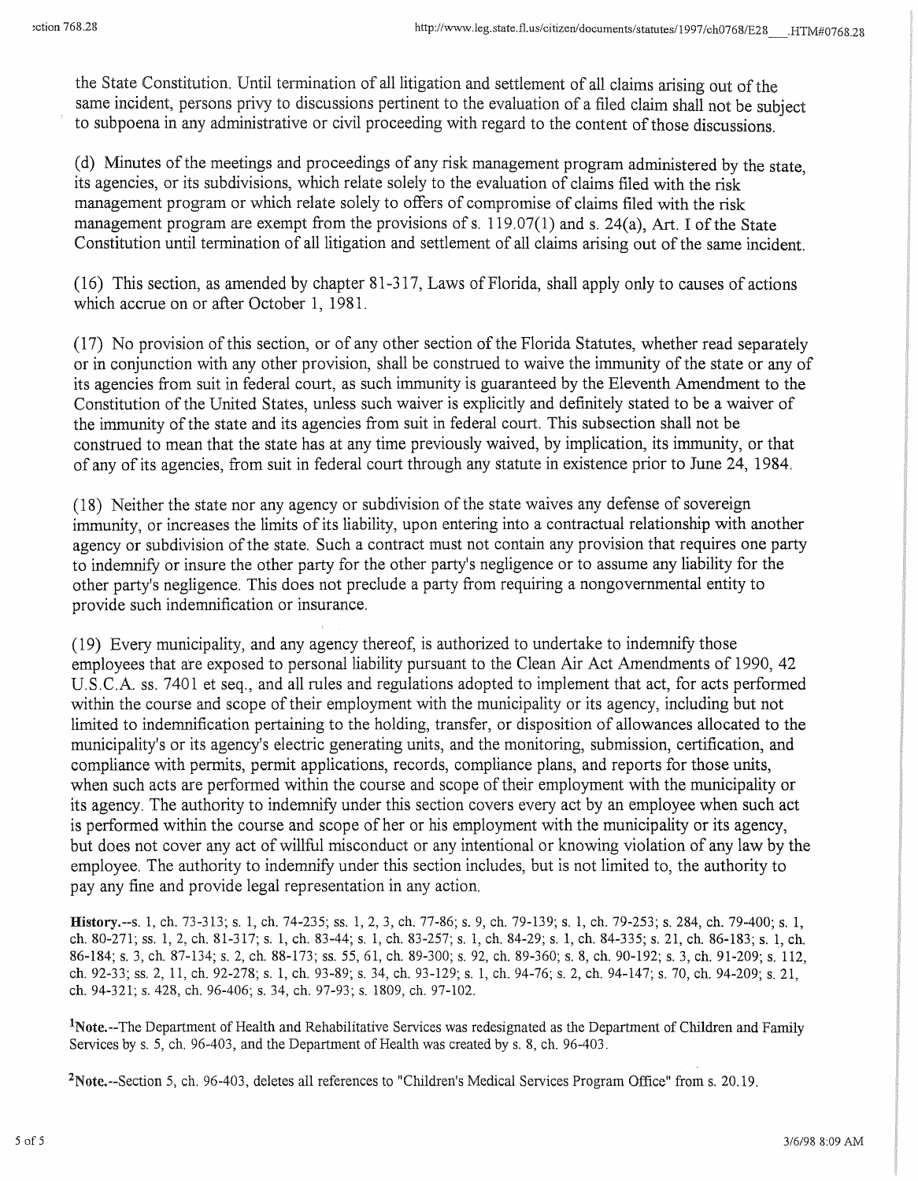the State Constitution. Until termination of all litigation and settlement of all claims arising out of the same incident, persons privy to discussions pertinent to the evaluation of a filed claim shall not be subject to subpoena in any administrative or civil proceeding with regard to the content of those discussions.

(d) Minutes of the meetings and proceedings of any risk management program administered by the state, its agencies, or its subdivisions, which relate solely to the evaluation of claims filed with the risk management program or which relate solely to offers of compromise of claims filed with the risk management program are exempt from the provisions of s. 119.07(1) and s. 24(a), Art. I of the State Constitution until termination of all litigation and settlement of all claims arising out of the same incident.

(16) This section, as amended by chapter 81-317, Laws of Florida, shall apply only to causes of actions which accrue on or after October 1, 1981.

(17) No provision of this section, or of any other section of the Florida Statutes, whether read separately or in conjunction with any other provision, shall be construed to waive the immunity of the state or any of its agencies from suit in federal court, as such immunity is guaranteed by the Eleventh Amendment to the Constitution of the United States, unless such waiver is explicitly and definitely stated to be a waiver of the immunity of the state and its agencies from suit in federal court. This subsection shall not be construed to mean that the state has at any time previously waived, by implication, its immunity, or that of any of its agencies, from suit in federal court through any statute in existence prior to June 24, 1984.

(18) Neither the state nor any agency or subdivision of the state waives any defense of sovereign immunity, or increases the limits of its liability, upon entering into a contractual relationship with another agency or subdivision of the state. Such a contract must not contain any provision that requires one party to indemnify or insure the other party for the other party's negligence or to assume any liability for the other party's negligence. This does not preclude a party from requiring a nongovernmental entity to provide such indemnification or insurance.

(19) Every municipality, and any agency thereof, is authorized to undertake to indemnify those employees that are exposed to personal liability pursuant to the Clean Air Act Amendments of 1990, 42 U.S.C.A. ss. 7401 et seq., and all rules and regulations adopted to implement that act, for acts performed within the course and scope of their employment with the municipality or its agency, including but not limited to indemnification pertaining to the holding, transfer, or disposition of allowances allocated to the municipality's or its agency's electric generating units, and the monitoring, submission, certification, and compliance with permits, permit applications, records, compliance plans, and reports for those units, when such acts are performed within the course and scope of their employment with the municipality or its agency. The authority to indemnify under this section covers every act by an employee when such act is performed within the course and scope of her or his employment with the municipality or its agency, but does not cover any act of willful misconduct or any intentional or knowing violation of any law by the employee. The authority to indemnify under this section includes, but is not limited to, the authority to pay any fine and provide legal representation in any action.

**History.**--s. 1, ch. 73-313; s. 1, ch. 74-235; ss. 1, 2, 3, ch. 77-86; s. 9, ch. 79-139; s. 1, ch. 79-253; s. 284, ch. 79-400; s. 1, ch. 80-271; ss. 1, 2, ch. 81-317; s. 1, ch. 83-44; s. 1, ch. 83-257; s. 1, ch. 84-29; s. 1, ch. 84-335; s. 21, ch. 86-183; s. 1, ch. 86-184; s. 3, ch. 87-134; s. 2, ch. 88-173; ss. 55, 61, ch. 89-300; s. 92, ch. 89-360; s. 8, ch. 90-192; s. 3, ch. 91-209; s. 112, ch. 92-33; ss. 2, 11, ch. 92-278; s. 1, ch. 93-89; s. 34, ch. 93-129; s. 1, ch. 94-76; s. 2, ch. 94-147; s. 70, ch. 94-209; s. 21, ch. 94-321; s. 428, ch. 96-406; s. 34, ch. 97-93; s. 1809, ch. 97-102.

[1]**Note.**--The Department of Health and Rehabilitative Services was redesignated as the Department of Children and Family Services by s. 5, ch. 96-403, and the Department of Health was created by s. 8, ch. 96-403.

[2]**Note.**--Section 5, ch. 96-403, deletes all references to "Children's Medical Services Program Office" from s. 20.19.